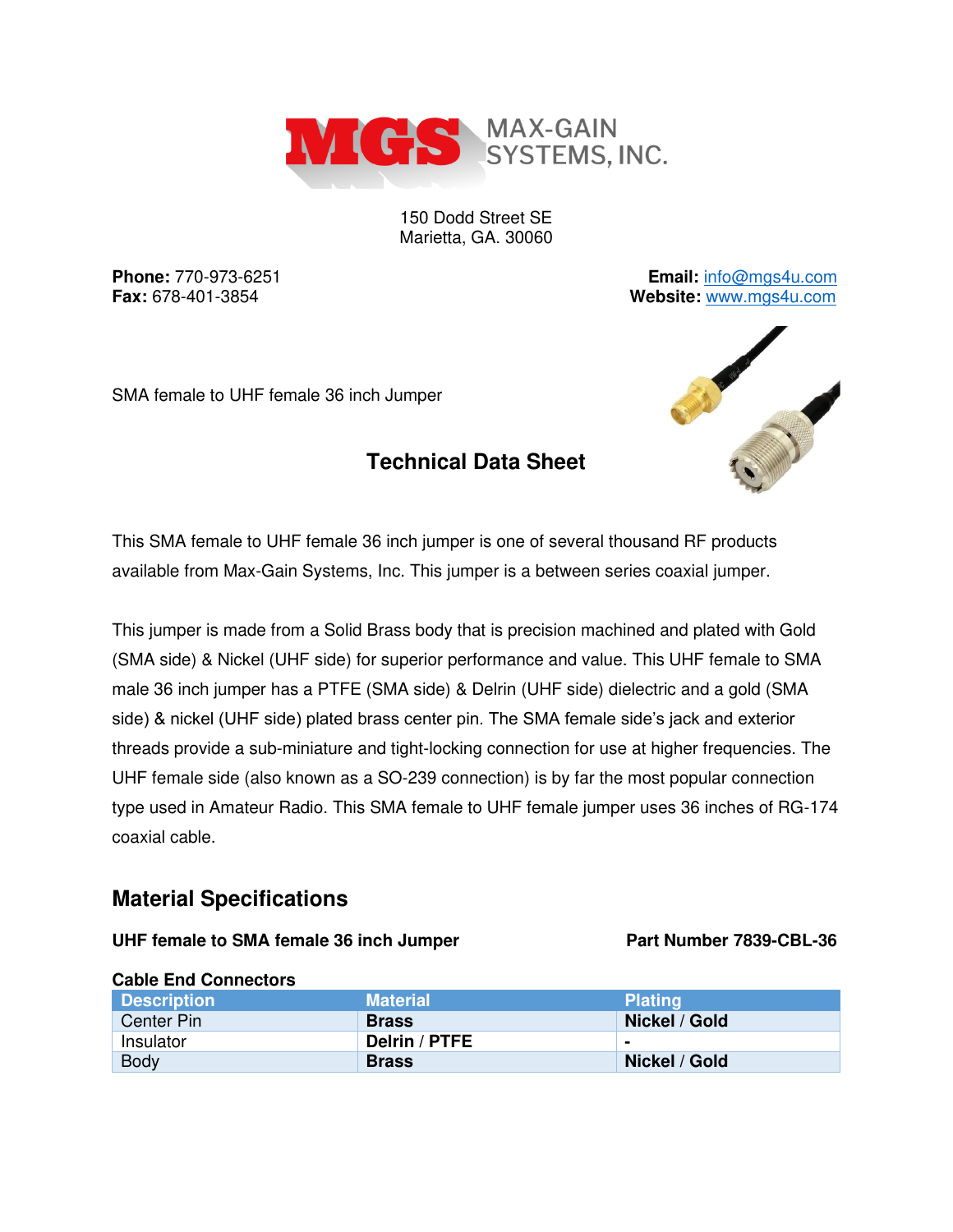MAX-GAIN SYSTEMS, INC.

150 Dodd Street SE
Marietta, GA. 30060

**Phone:** 770-973-6251
**Fax:** 678-401-3854

**Email:** info@mgs4u.com
**Website:** www.mgs4u.com

SMA female to UHF female 36 inch Jumper

## Technical Data Sheet

This SMA female to UHF female 36 inch jumper is one of several thousand RF products available from Max-Gain Systems, Inc. This jumper is a between series coaxial jumper.

This jumper is made from a Solid Brass body that is precision machined and plated with Gold (SMA side) & Nickel (UHF side) for superior performance and value. This UHF female to SMA male 36 inch jumper has a PTFE (SMA side) & Delrin (UHF side) dielectric and a gold (SMA side) & nickel (UHF side) plated brass center pin. The SMA female side's jack and exterior threads provide a sub-miniature and tight-locking connection for use at higher frequencies. The UHF female side (also known as a SO-239 connection) is by far the most popular connection type used in Amateur Radio. This SMA female to UHF female jumper uses 36 inches of RG-174 coaxial cable.

## Material Specifications

**UHF female to SMA female 36 inch Jumper** **Part Number 7839-CBL-36**

**Cable End Connectors**

| Description | Material | Plating |
|---|---|---|
| Center Pin | **Brass** | **Nickel / Gold** |
| Insulator | **Delrin / PTFE** | **-** |
| Body | **Brass** | **Nickel / Gold** |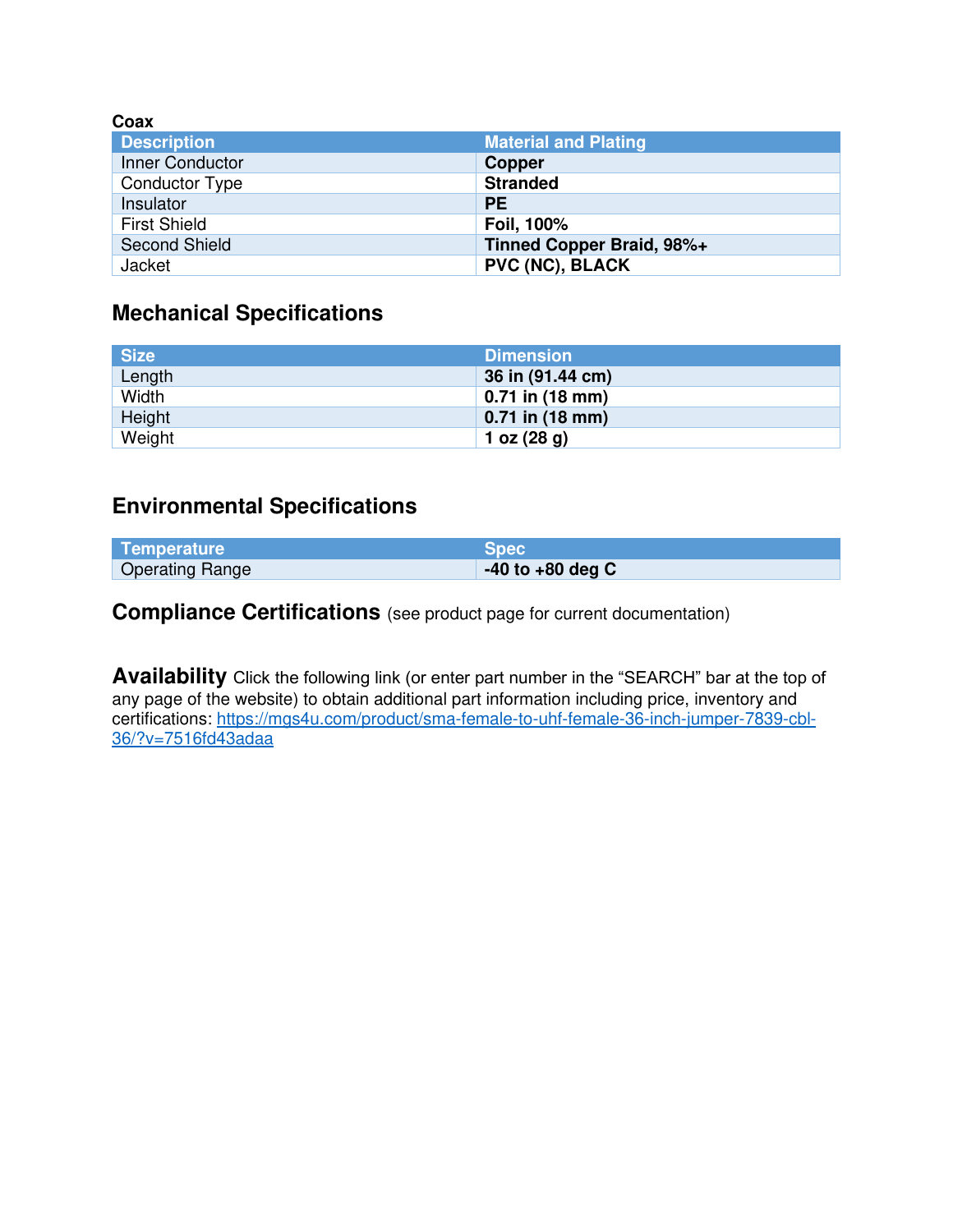**Coax**

| Description | Material and Plating |
| --- | --- |
| Inner Conductor | **Copper** |
| Conductor Type | **Stranded** |
| Insulator | **PE** |
| First Shield | **Foil, 100%** |
| Second Shield | **Tinned Copper Braid, 98%+** |
| Jacket | **PVC (NC), BLACK** |

## Mechanical Specifications

| Size | Dimension |
| --- | --- |
| Length | **36 in (91.44 cm)** |
| Width | **0.71 in (18 mm)** |
| Height | **0.71 in (18 mm)** |
| Weight | **1 oz (28 g)** |

## Environmental Specifications

| Temperature | Spec |
| --- | --- |
| Operating Range | **-40 to +80 deg C** |

## Compliance Certifications (see product page for current documentation)

**Availability** Click the following link (or enter part number in the "SEARCH" bar at the top of any page of the website) to obtain additional part information including price, inventory and certifications: https://mgs4u.com/product/sma-female-to-uhf-female-36-inch-jumper-7839-cbl-36/?v=7516fd43adaa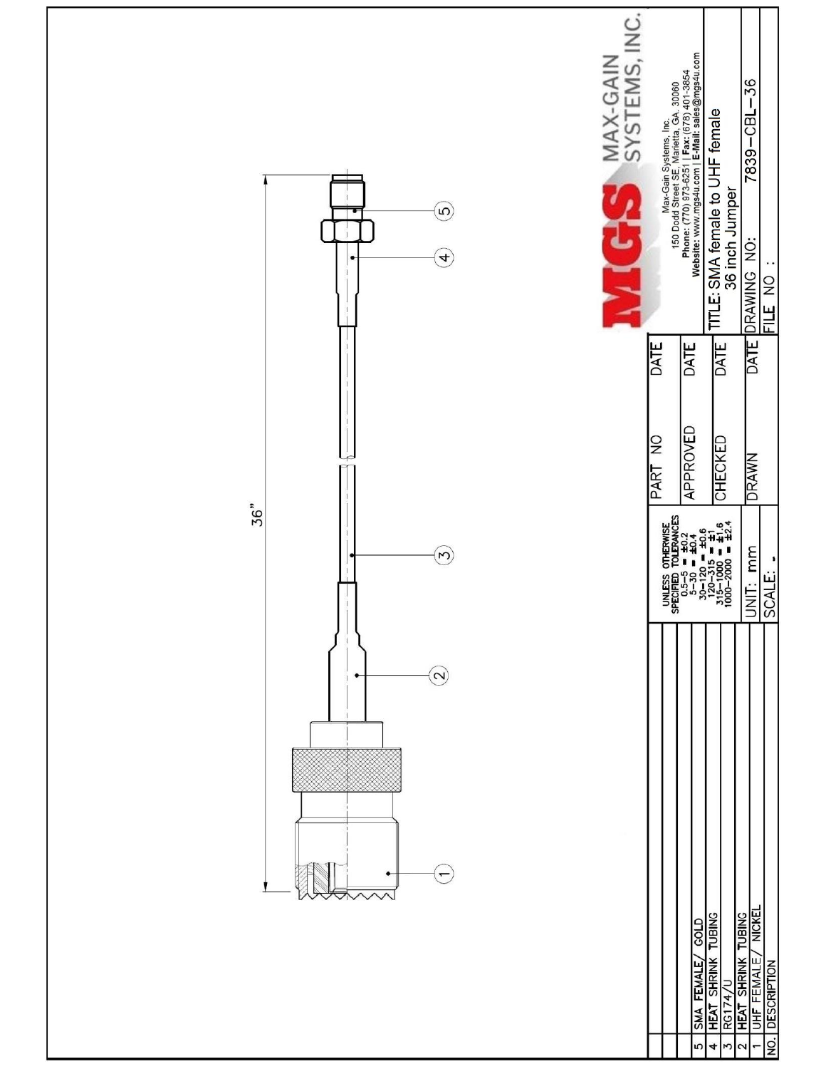36"

1
2
3
4
5

| NO. | DESCRIPTION |
| --- | --- |
| 5 | SMA FEMALE/ GOLD |
| 4 | HEAT SHRINK TUBING |
| 3 | RG174/U |
| 2 | HEAT SHRINK TUBING |
| 1 | UHF FEMALE/ NICKEL |

UNLESS OTHERWISE SPECIFIED TOLERANCES
0.5–5 = ±0.2
5–30 = ±0.4
30–120 = ±0.6
120–315 = ±1
315–1000 = ±1.6
1000–2000 = ±2.4

UNIT: mm

SCALE: -

| | |
| --- | --- |
| PART NO | DATE |
| APPROVED | DATE |
| CHECKED | DATE |
| DRAWN | DATE |

MGS MAX-GAIN SYSTEMS, INC.

Max-Gain Systems, Inc.
150 Dodd Street SE, Marietta, GA. 30060
**Phone:** (770) 973-6251 | **Fax:** (678) 401-3854
**Website:** www.mgs4u.com | **E-Mail:** sales@mgs4u.com

TITLE: SMA female to UHF female
36 inch Jumper

DRAWING NO: 7839–CBL–36

FILE NO :